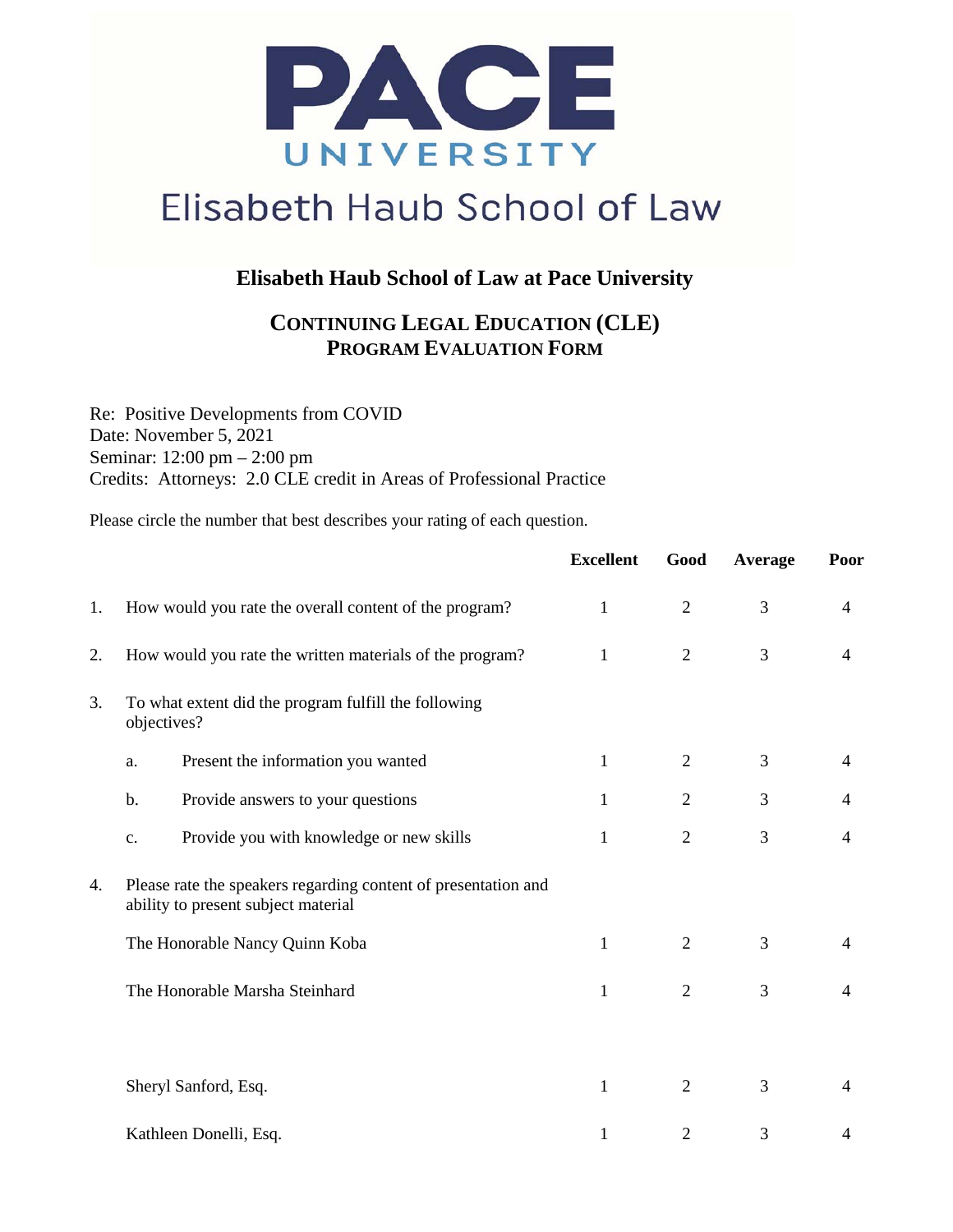PACE UNIVERSITY

Elisabeth Haub School of Law

## Elisabeth Haub School of Law at Pace University

## CONTINUING LEGAL EDUCATION (CLE) PROGRAM EVALUATION FORM

Re: Positive Developments from COVID
Date: November 5, 2021
Seminar: 12:00 pm – 2:00 pm
Credits: Attorneys: 2.0 CLE credit in Areas of Professional Practice

Please circle the number that best describes your rating of each question.

| | | Excellent | Good | Average | Poor |
|---|---|---|---|---|---|
| 1. | How would you rate the overall content of the program? | 1 | 2 | 3 | 4 |
| 2. | How would you rate the written materials of the program? | 1 | 2 | 3 | 4 |
| 3. | To what extent did the program fulfill the following objectives? | | | | |
| | a. Present the information you wanted | 1 | 2 | 3 | 4 |
| | b. Provide answers to your questions | 1 | 2 | 3 | 4 |
| | c. Provide you with knowledge or new skills | 1 | 2 | 3 | 4 |
| 4. | Please rate the speakers regarding content of presentation and ability to present subject material | | | | |
| | The Honorable Nancy Quinn Koba | 1 | 2 | 3 | 4 |
| | The Honorable Marsha Steinhard | 1 | 2 | 3 | 4 |
| | Sheryl Sanford, Esq. | 1 | 2 | 3 | 4 |
| | Kathleen Donelli, Esq. | 1 | 2 | 3 | 4 |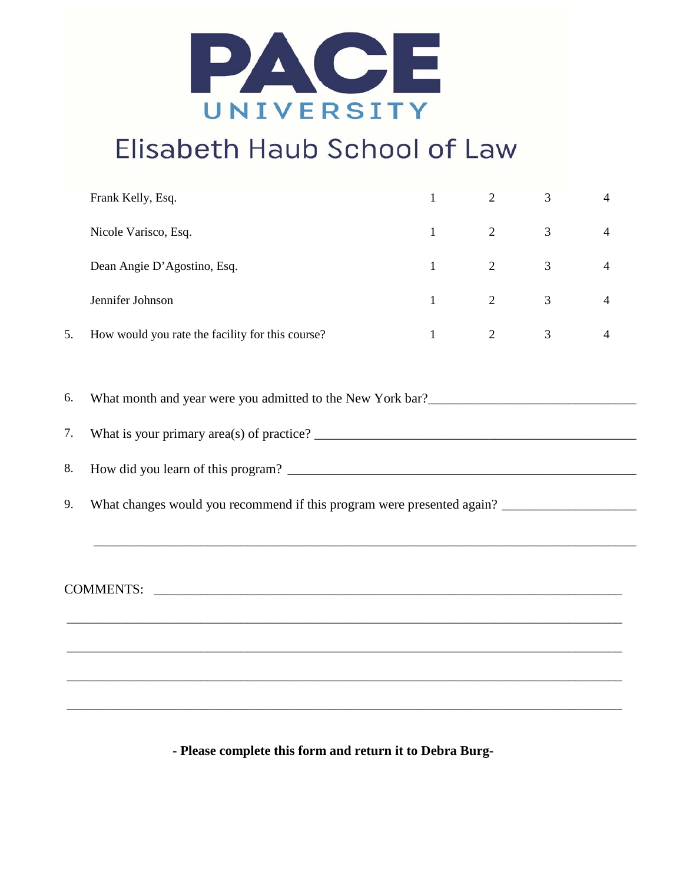# PACE UNIVERSITY

## Elisabeth Haub School of Law

| | | | | | |
|---|---|---|---|---|---|
| | Frank Kelly, Esq. | 1 | 2 | 3 | 4 |
| | Nicole Varisco, Esq. | 1 | 2 | 3 | 4 |
| | Dean Angie D'Agostino, Esq. | 1 | 2 | 3 | 4 |
| | Jennifer Johnson | 1 | 2 | 3 | 4 |
| 5. | How would you rate the facility for this course? | 1 | 2 | 3 | 4 |

6. What month and year were you admitted to the New York bar?______________________________

7. What is your primary area(s) of practice? __________________________________________________

8. How did you learn of this program? ______________________________________________________

9. What changes would you recommend if this program were presented again? ___________________

_______________________________________________________________________________

COMMENTS: _______________________________________________________________________

_______________________________________________________________________________

_______________________________________________________________________________

_______________________________________________________________________________

_______________________________________________________________________________

**- Please complete this form and return it to Debra Burg-**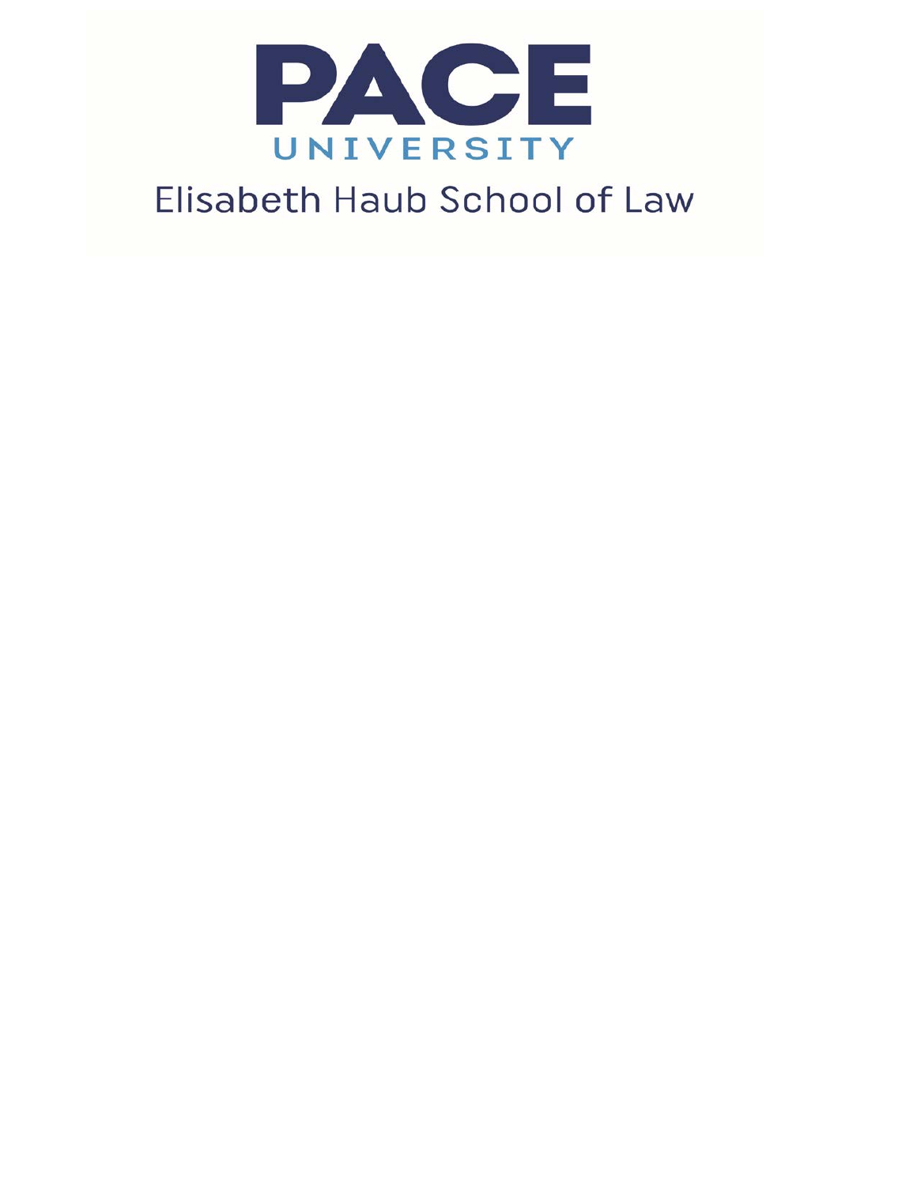# PACE

UNIVERSITY

Elisabeth Haub School of Law